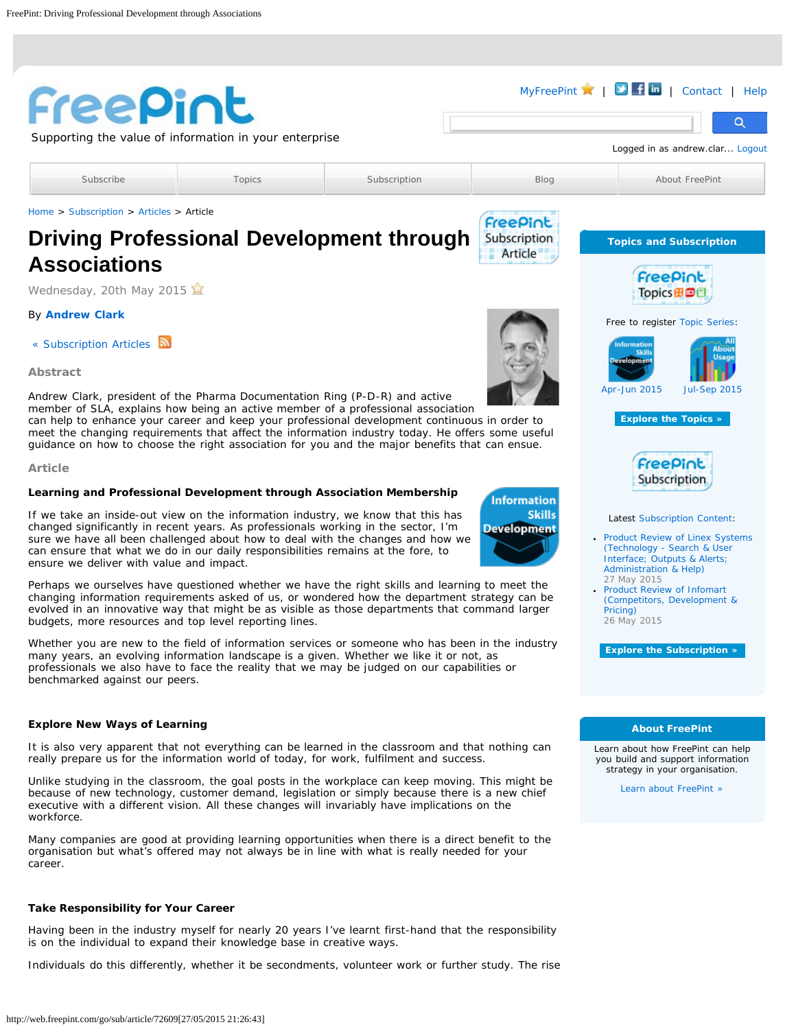MyFreePint | Contact | Help

Supporting the value of information in your enterprise

Logged in as andrew.clar... Logout

Subscribe | Topics | Subscription | Blog | About FreePint

Home > Subscription > Articles > Article

# Driving Professional Development through Associations

Wednesday, 20th May 2015

By **Andrew Clark**

« Subscription Articles

### Abstract

Andrew Clark, president of the Pharma Documentation Ring (P-D-R) and active member of SLA, explains how being an active member of a professional association can help to enhance your career and keep your professional development continuous in order to meet the changing requirements that affect the information industry today. He offers some useful guidance on how to choose the right association for you and the major benefits that can ensue.

### Article

**Learning and Professional Development through Association Membership**

If we take an inside-out view on the information industry, we know that this has changed significantly in recent years. As professionals working in the sector, I'm sure we have all been challenged about how to deal with the changes and how we can ensure that what we do in our daily responsibilities remains at the fore, to ensure we deliver with value and impact.

Perhaps we ourselves have questioned whether we have the right skills and learning to meet the changing information requirements asked of us, or wondered how the department strategy can be evolved in an innovative way that might be as visible as those departments that command larger budgets, more resources and top level reporting lines.

Whether you are new to the field of information services or someone who has been in the industry many years, an evolving information landscape is a given. Whether we like it or not, as professionals we also have to face the reality that we may be judged on our capabilities or benchmarked against our peers.

**Explore New Ways of Learning**

It is also very apparent that not everything can be learned in the classroom and that nothing can really prepare us for the information world of today, for work, fulfilment and success.

Unlike studying in the classroom, the goal posts in the workplace can keep moving. This might be because of new technology, customer demand, legislation or simply because there is a new chief executive with a different vision. All these changes will invariably have implications on the workforce.

Many companies are good at providing learning opportunities when there is a direct benefit to the organisation but what's offered may not always be in line with what is really needed for your career.

**Take Responsibility for Your Career**

Having been in the industry myself for nearly 20 years I've learnt first-hand that the responsibility is on the individual to expand their knowledge base in creative ways.

Individuals do this differently, whether it be secondments, volunteer work or further study. The rise

---

**Topics and Subscription**

Free to register Topic Series:

- Apr-Jun 2015
- Jul-Sep 2015

Explore the Topics »

Latest Subscription Content:

- Product Review of Linex Systems (Technology - Search & User Interface; Outputs & Alerts; Administration & Help)
  27 May 2015
- Product Review of Infomart (Competitors, Development & Pricing)
  26 May 2015

Explore the Subscription »

**About FreePint**

Learn about how FreePint can help you build and support information strategy in your organisation.

Learn about FreePint »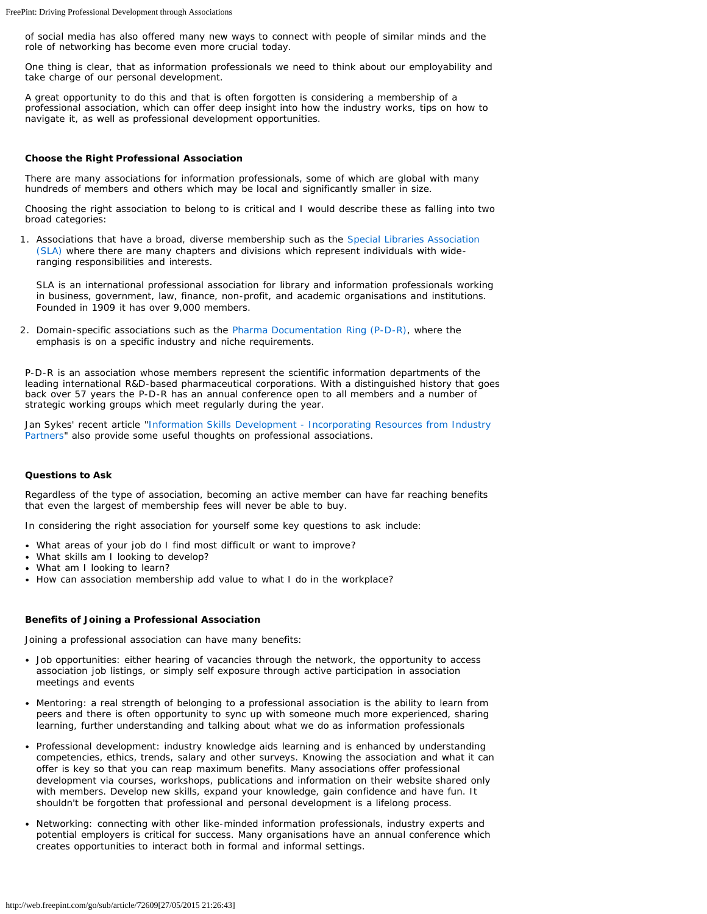of social media has also offered many new ways to connect with people of similar minds and the role of networking has become even more crucial today.

One thing is clear, that as information professionals we need to think about our employability and take charge of our personal development.

A great opportunity to do this and that is often forgotten is considering a membership of a professional association, which can offer deep insight into how the industry works, tips on how to navigate it, as well as professional development opportunities.

**Choose the Right Professional Association**

There are many associations for information professionals, some of which are global with many hundreds of members and others which may be local and significantly smaller in size.

Choosing the right association to belong to is critical and I would describe these as falling into two broad categories:

1. Associations that have a broad, diverse membership such as the Special Libraries Association (SLA) where there are many chapters and divisions which represent individuals with wide-ranging responsibilities and interests.

   SLA is an international professional association for library and information professionals working in business, government, law, finance, non-profit, and academic organisations and institutions. Founded in 1909 it has over 9,000 members.

2. Domain-specific associations such as the Pharma Documentation Ring (P-D-R), where the emphasis is on a specific industry and niche requirements.

P-D-R is an association whose members represent the scientific information departments of the leading international R&D-based pharmaceutical corporations. With a distinguished history that goes back over 57 years the P-D-R has an annual conference open to all members and a number of strategic working groups which meet regularly during the year.

Jan Sykes' recent article "Information Skills Development - Incorporating Resources from Industry Partners" also provide some useful thoughts on professional associations.

**Questions to Ask**

Regardless of the type of association, becoming an active member can have far reaching benefits that even the largest of membership fees will never be able to buy.

In considering the right association for yourself some key questions to ask include:

- What areas of your job do I find most difficult or want to improve?
- What skills am I looking to develop?
- What am I looking to learn?
- How can association membership add value to what I do in the workplace?

**Benefits of Joining a Professional Association**

Joining a professional association can have many benefits:

- Job opportunities: either hearing of vacancies through the network, the opportunity to access association job listings, or simply self exposure through active participation in association meetings and events

- Mentoring: a real strength of belonging to a professional association is the ability to learn from peers and there is often opportunity to sync up with someone much more experienced, sharing learning, further understanding and talking about what we do as information professionals

- Professional development: industry knowledge aids learning and is enhanced by understanding competencies, ethics, trends, salary and other surveys. Knowing the association and what it can offer is key so that you can reap maximum benefits. Many associations offer professional development via courses, workshops, publications and information on their website shared only with members. Develop new skills, expand your knowledge, gain confidence and have fun. It shouldn't be forgotten that professional and personal development is a lifelong process.

- Networking: connecting with other like-minded information professionals, industry experts and potential employers is critical for success. Many organisations have an annual conference which creates opportunities to interact both in formal and informal settings.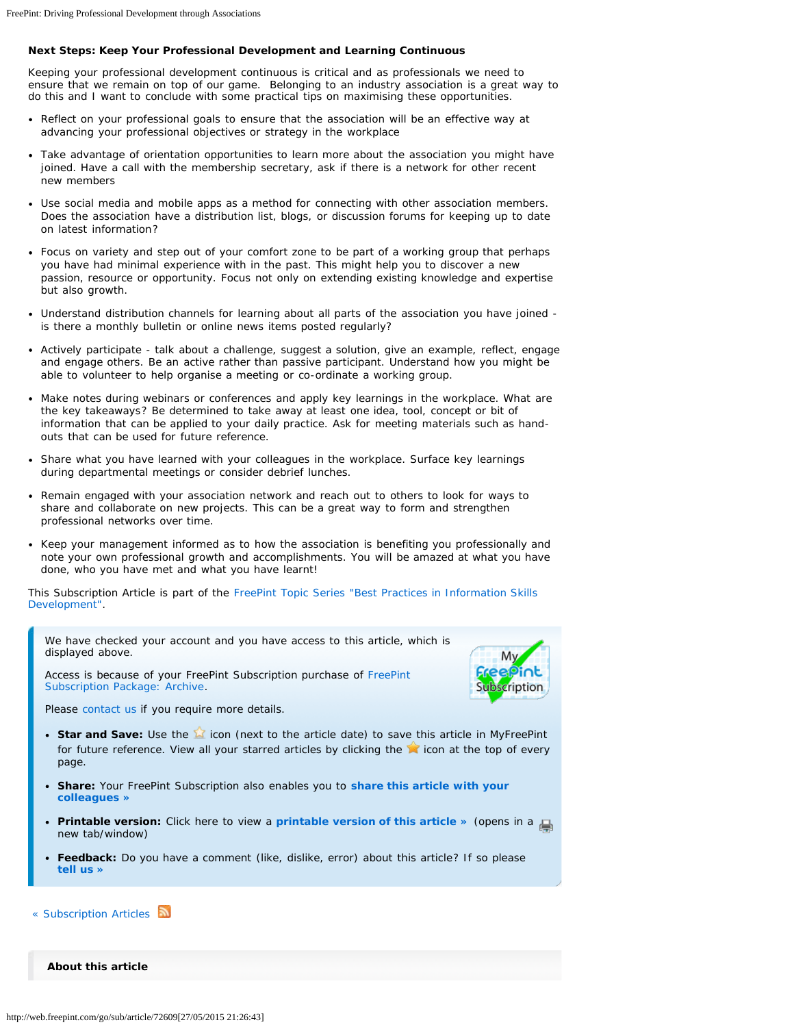### Next Steps: Keep Your Professional Development and Learning Continuous

Keeping your professional development continuous is critical and as professionals we need to ensure that we remain on top of our game. Belonging to an industry association is a great way to do this and I want to conclude with some practical tips on maximising these opportunities.

- Reflect on your professional goals to ensure that the association will be an effective way at advancing your professional objectives or strategy in the workplace
- Take advantage of orientation opportunities to learn more about the association you might have joined. Have a call with the membership secretary, ask if there is a network for other recent new members
- Use social media and mobile apps as a method for connecting with other association members. Does the association have a distribution list, blogs, or discussion forums for keeping up to date on latest information?
- Focus on variety and step out of your comfort zone to be part of a working group that perhaps you have had minimal experience with in the past. This might help you to discover a new passion, resource or opportunity. Focus not only on extending existing knowledge and expertise but also growth.
- Understand distribution channels for learning about all parts of the association you have joined - is there a monthly bulletin or online news items posted regularly?
- Actively participate - talk about a challenge, suggest a solution, give an example, reflect, engage and engage others. Be an active rather than passive participant. Understand how you might be able to volunteer to help organise a meeting or co-ordinate a working group.
- Make notes during webinars or conferences and apply key learnings in the workplace. What are the key takeaways? Be determined to take away at least one idea, tool, concept or bit of information that can be applied to your daily practice. Ask for meeting materials such as hand-outs that can be used for future reference.
- Share what you have learned with your colleagues in the workplace. Surface key learnings during departmental meetings or consider debrief lunches.
- Remain engaged with your association network and reach out to others to look for ways to share and collaborate on new projects. This can be a great way to form and strengthen professional networks over time.
- Keep your management informed as to how the association is benefiting you professionally and note your own professional growth and accomplishments. You will be amazed at what you have done, who you have met and what you have learnt!

This Subscription Article is part of the FreePint Topic Series "Best Practices in Information Skills Development".

We have checked your account and you have access to this article, which is displayed above.

Access is because of your FreePint Subscription purchase of FreePint Subscription Package: Archive.

Please contact us if you require more details.

- **Star and Save:** Use the icon (next to the article date) to save this article in MyFreePint for future reference. View all your starred articles by clicking the icon at the top of every page.
- **Share:** Your FreePint Subscription also enables you to **share this article with your colleagues »**
- **Printable version:** Click here to view a **printable version of this article »** (opens in a new tab/window)
- **Feedback:** Do you have a comment (like, dislike, error) about this article? If so please **tell us »**

« Subscription Articles

**About this article**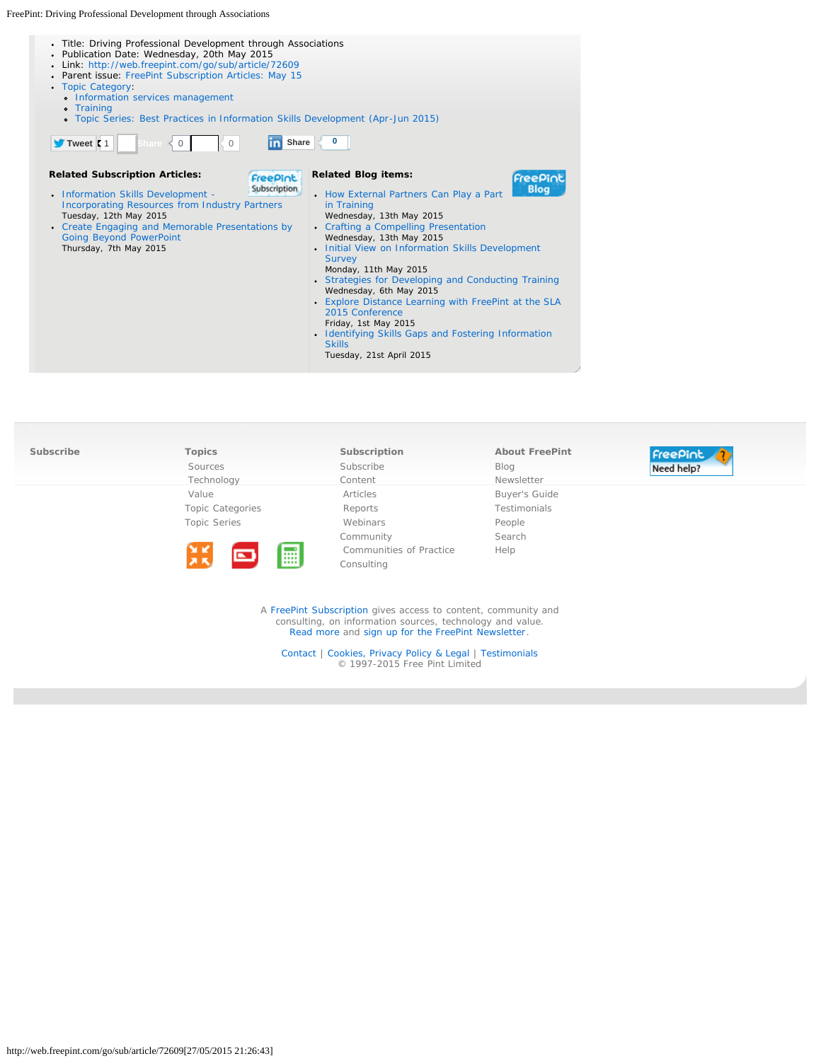- Title: Driving Professional Development through Associations
- Publication Date: Wednesday, 20th May 2015
- Link: http://web.freepint.com/go/sub/article/72609
- Parent issue: FreePint Subscription Articles: May 15
- Topic Category:
  - Information services management
  - Training
  - Topic Series: Best Practices in Information Skills Development (Apr-Jun 2015)

Tweet 1 | Share 0 | 0 | Share 0

**Related Subscription Articles:**

- Information Skills Development - Incorporating Resources from Industry Partners
  Tuesday, 12th May 2015
- Create Engaging and Memorable Presentations by Going Beyond PowerPoint
  Thursday, 7th May 2015

**Related Blog items:**

- How External Partners Can Play a Part in Training
  Wednesday, 13th May 2015
- Crafting a Compelling Presentation
  Wednesday, 13th May 2015
- Initial View on Information Skills Development Survey
  Monday, 11th May 2015
- Strategies for Developing and Conducting Training
  Wednesday, 6th May 2015
- Explore Distance Learning with FreePint at the SLA 2015 Conference
  Friday, 1st May 2015
- Identifying Skills Gaps and Fostering Information Skills
  Tuesday, 21st April 2015

**Subscribe**

**Topics**
- Sources
- Technology
- Value
- Topic Categories
- Topic Series

**Subscription**
- Subscribe
- Content
  - Articles
  - Reports
  - Webinars
- Community
  - Communities of Practice
- Consulting

**About FreePint**
- Blog
- Newsletter
- Buyer's Guide
- Testimonials
- People
- Search
- Help

FreePint Need help?

A FreePint Subscription gives access to content, community and consulting, on information sources, technology and value.
Read more and sign up for the FreePint Newsletter.

Contact | Cookies, Privacy Policy & Legal | Testimonials
© 1997-2015 Free Pint Limited